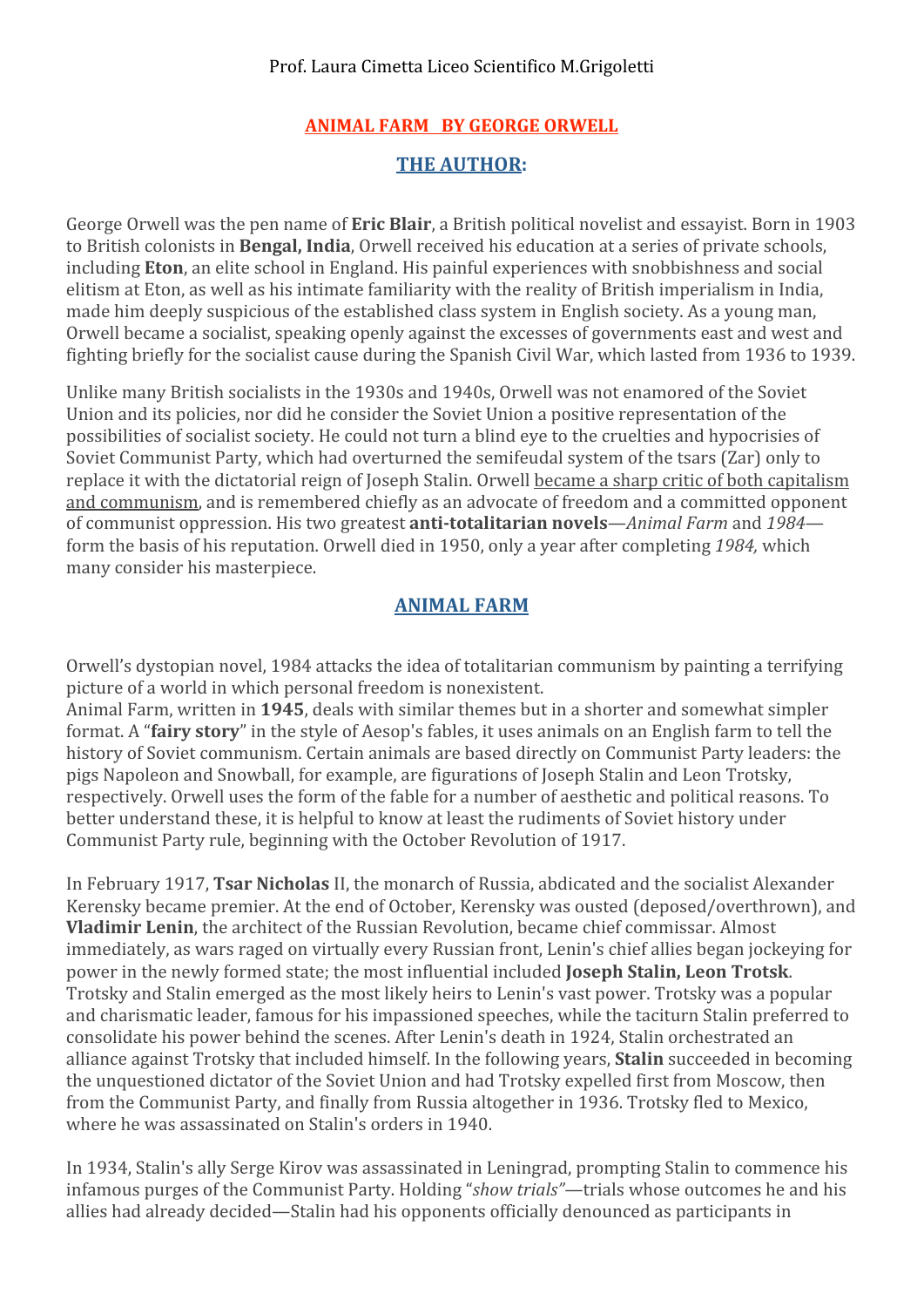Prof. Laura Cimetta Liceo Scientifico M.Grigoletti

# ANIMAL FARM BY GEORGE ORWELL

## THE AUTHOR:

George Orwell was the pen name of **Eric Blair**, a British political novelist and essayist. Born in 1903 to British colonists in **Bengal, India**, Orwell received his education at a series of private schools, including **Eton**, an elite school in England. His painful experiences with snobbishness and social elitism at Eton, as well as his intimate familiarity with the reality of British imperialism in India, made him deeply suspicious of the established class system in English society. As a young man, Orwell became a socialist, speaking openly against the excesses of governments east and west and fighting briefly for the socialist cause during the Spanish Civil War, which lasted from 1936 to 1939.

Unlike many British socialists in the 1930s and 1940s, Orwell was not enamored of the Soviet Union and its policies, nor did he consider the Soviet Union a positive representation of the possibilities of socialist society. He could not turn a blind eye to the cruelties and hypocrisies of Soviet Communist Party, which had overturned the semifeudal system of the tsars (Zar) only to replace it with the dictatorial reign of Joseph Stalin. Orwell became a sharp critic of both capitalism and communism, and is remembered chiefly as an advocate of freedom and a committed opponent of communist oppression. His two greatest **anti-totalitarian novels**—*Animal Farm* and *1984*—form the basis of his reputation. Orwell died in 1950, only a year after completing *1984,* which many consider his masterpiece.

## ANIMAL FARM

Orwell's dystopian novel, 1984 attacks the idea of totalitarian communism by painting a terrifying picture of a world in which personal freedom is nonexistent.
Animal Farm, written in **1945**, deals with similar themes but in a shorter and somewhat simpler format. A "**fairy story**" in the style of Aesop's fables, it uses animals on an English farm to tell the history of Soviet communism. Certain animals are based directly on Communist Party leaders: the pigs Napoleon and Snowball, for example, are figurations of Joseph Stalin and Leon Trotsky, respectively. Orwell uses the form of the fable for a number of aesthetic and political reasons. To better understand these, it is helpful to know at least the rudiments of Soviet history under Communist Party rule, beginning with the October Revolution of 1917.

In February 1917, **Tsar Nicholas** II, the monarch of Russia, abdicated and the socialist Alexander Kerensky became premier. At the end of October, Kerensky was ousted (deposed/overthrown), and **Vladimir Lenin**, the architect of the Russian Revolution, became chief commissar. Almost immediately, as wars raged on virtually every Russian front, Lenin's chief allies began jockeying for power in the newly formed state; the most influential included **Joseph Stalin, Leon Trotsk**. Trotsky and Stalin emerged as the most likely heirs to Lenin's vast power. Trotsky was a popular and charismatic leader, famous for his impassioned speeches, while the taciturn Stalin preferred to consolidate his power behind the scenes. After Lenin's death in 1924, Stalin orchestrated an alliance against Trotsky that included himself. In the following years, **Stalin** succeeded in becoming the unquestioned dictator of the Soviet Union and had Trotsky expelled first from Moscow, then from the Communist Party, and finally from Russia altogether in 1936. Trotsky fled to Mexico, where he was assassinated on Stalin's orders in 1940.

In 1934, Stalin's ally Serge Kirov was assassinated in Leningrad, prompting Stalin to commence his infamous purges of the Communist Party. Holding "*show trials"*—trials whose outcomes he and his allies had already decided—Stalin had his opponents officially denounced as participants in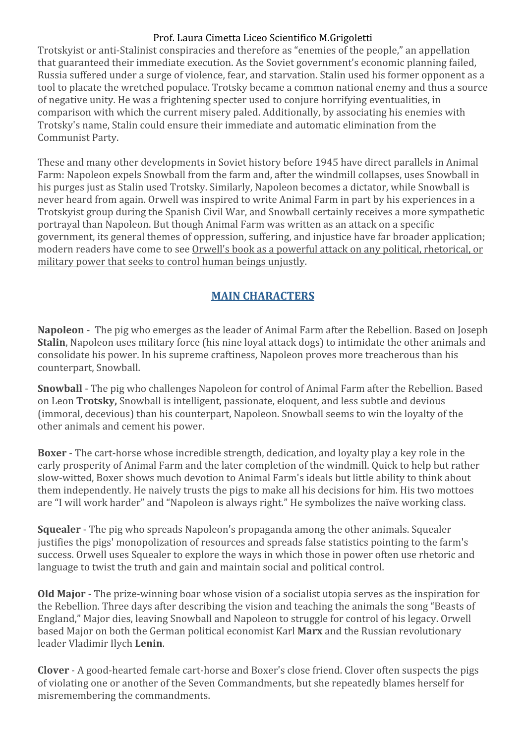Trotskyist or anti-Stalinist conspiracies and therefore as "enemies of the people," an appellation that guaranteed their immediate execution. As the Soviet government's economic planning failed, Russia suffered under a surge of violence, fear, and starvation. Stalin used his former opponent as a tool to placate the wretched populace. Trotsky became a common national enemy and thus a source of negative unity. He was a frightening specter used to conjure horrifying eventualities, in comparison with which the current misery paled. Additionally, by associating his enemies with Trotsky's name, Stalin could ensure their immediate and automatic elimination from the Communist Party.

These and many other developments in Soviet history before 1945 have direct parallels in Animal Farm: Napoleon expels Snowball from the farm and, after the windmill collapses, uses Snowball in his purges just as Stalin used Trotsky. Similarly, Napoleon becomes a dictator, while Snowball is never heard from again. Orwell was inspired to write Animal Farm in part by his experiences in a Trotskyist group during the Spanish Civil War, and Snowball certainly receives a more sympathetic portrayal than Napoleon. But though Animal Farm was written as an attack on a specific government, its general themes of oppression, suffering, and injustice have far broader application; modern readers have come to see <u>Orwell's book as a powerful attack on any political, rhetorical, or military power that seeks to control human beings unjustly</u>.

## MAIN CHARACTERS

**Napoleon** - The pig who emerges as the leader of Animal Farm after the Rebellion. Based on Joseph **Stalin**, Napoleon uses military force (his nine loyal attack dogs) to intimidate the other animals and consolidate his power. In his supreme craftiness, Napoleon proves more treacherous than his counterpart, Snowball.

**Snowball** - The pig who challenges Napoleon for control of Animal Farm after the Rebellion. Based on Leon **Trotsky,** Snowball is intelligent, passionate, eloquent, and less subtle and devious (immoral, decevious) than his counterpart, Napoleon. Snowball seems to win the loyalty of the other animals and cement his power.

**Boxer** - The cart-horse whose incredible strength, dedication, and loyalty play a key role in the early prosperity of Animal Farm and the later completion of the windmill. Quick to help but rather slow-witted, Boxer shows much devotion to Animal Farm's ideals but little ability to think about them independently. He naively trusts the pigs to make all his decisions for him. His two mottoes are "I will work harder" and "Napoleon is always right." He symbolizes the naïve working class.

**Squealer** - The pig who spreads Napoleon's propaganda among the other animals. Squealer justifies the pigs' monopolization of resources and spreads false statistics pointing to the farm's success. Orwell uses Squealer to explore the ways in which those in power often use rhetoric and language to twist the truth and gain and maintain social and political control.

**Old Major** - The prize-winning boar whose vision of a socialist utopia serves as the inspiration for the Rebellion. Three days after describing the vision and teaching the animals the song "Beasts of England," Major dies, leaving Snowball and Napoleon to struggle for control of his legacy. Orwell based Major on both the German political economist Karl **Marx** and the Russian revolutionary leader Vladimir Ilych **Lenin**.

**Clover** - A good-hearted female cart-horse and Boxer's close friend. Clover often suspects the pigs of violating one or another of the Seven Commandments, but she repeatedly blames herself for misremembering the commandments.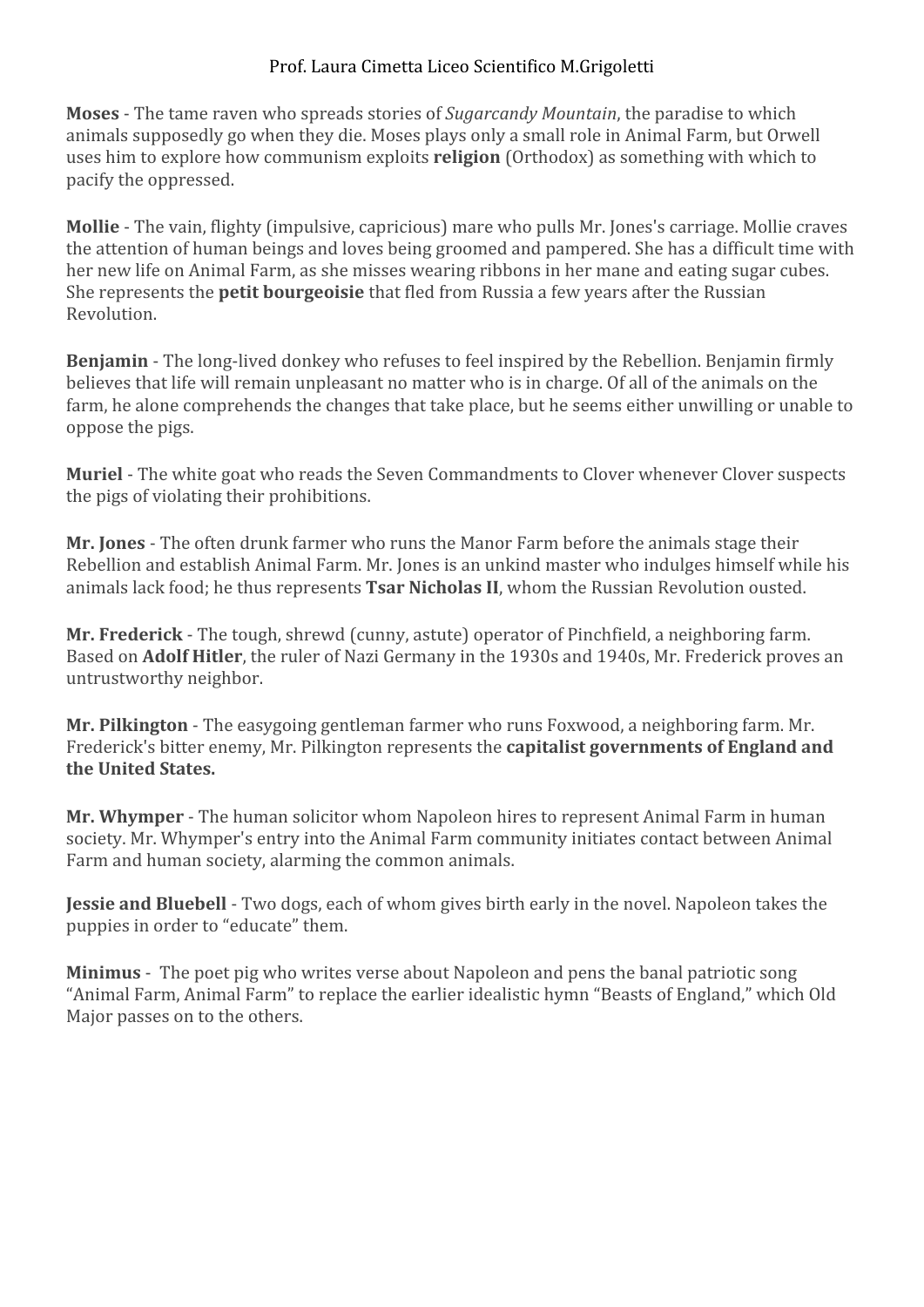**Moses** - The tame raven who spreads stories of *Sugarcandy Mountain*, the paradise to which animals supposedly go when they die. Moses plays only a small role in Animal Farm, but Orwell uses him to explore how communism exploits **religion** (Orthodox) as something with which to pacify the oppressed.

**Mollie** - The vain, flighty (impulsive, capricious) mare who pulls Mr. Jones's carriage. Mollie craves the attention of human beings and loves being groomed and pampered. She has a difficult time with her new life on Animal Farm, as she misses wearing ribbons in her mane and eating sugar cubes. She represents the **petit bourgeoisie** that fled from Russia a few years after the Russian Revolution.

**Benjamin** - The long-lived donkey who refuses to feel inspired by the Rebellion. Benjamin firmly believes that life will remain unpleasant no matter who is in charge. Of all of the animals on the farm, he alone comprehends the changes that take place, but he seems either unwilling or unable to oppose the pigs.

**Muriel** - The white goat who reads the Seven Commandments to Clover whenever Clover suspects the pigs of violating their prohibitions.

**Mr. Jones** - The often drunk farmer who runs the Manor Farm before the animals stage their Rebellion and establish Animal Farm. Mr. Jones is an unkind master who indulges himself while his animals lack food; he thus represents **Tsar Nicholas II**, whom the Russian Revolution ousted.

**Mr. Frederick** - The tough, shrewd (cunny, astute) operator of Pinchfield, a neighboring farm. Based on **Adolf Hitler**, the ruler of Nazi Germany in the 1930s and 1940s, Mr. Frederick proves an untrustworthy neighbor.

**Mr. Pilkington** - The easygoing gentleman farmer who runs Foxwood, a neighboring farm. Mr. Frederick's bitter enemy, Mr. Pilkington represents the **capitalist governments of England and the United States.**

**Mr. Whymper** - The human solicitor whom Napoleon hires to represent Animal Farm in human society. Mr. Whymper's entry into the Animal Farm community initiates contact between Animal Farm and human society, alarming the common animals.

**Jessie and Bluebell** - Two dogs, each of whom gives birth early in the novel. Napoleon takes the puppies in order to "educate" them.

**Minimus** - The poet pig who writes verse about Napoleon and pens the banal patriotic song "Animal Farm, Animal Farm" to replace the earlier idealistic hymn "Beasts of England," which Old Major passes on to the others.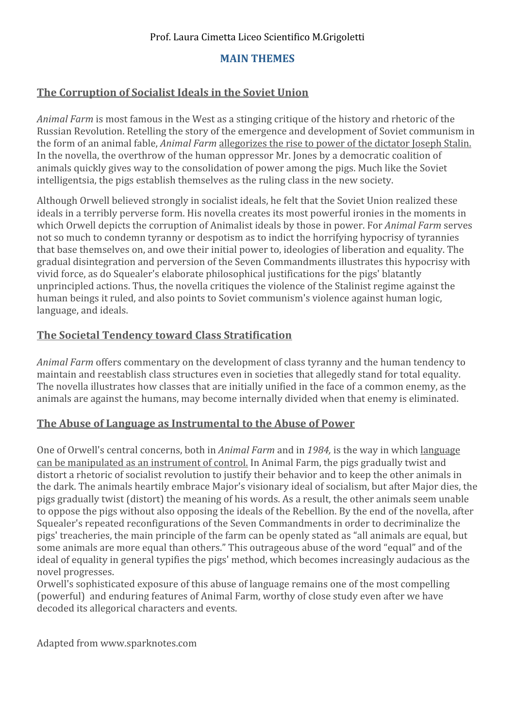Prof. Laura Cimetta Liceo Scientifico M.Grigoletti

## MAIN THEMES

### The Corruption of Socialist Ideals in the Soviet Union

*Animal Farm* is most famous in the West as a stinging critique of the history and rhetoric of the Russian Revolution. Retelling the story of the emergence and development of Soviet communism in the form of an animal fable, *Animal Farm* allegorizes the rise to power of the dictator Joseph Stalin. In the novella, the overthrow of the human oppressor Mr. Jones by a democratic coalition of animals quickly gives way to the consolidation of power among the pigs. Much like the Soviet intelligentsia, the pigs establish themselves as the ruling class in the new society.

Although Orwell believed strongly in socialist ideals, he felt that the Soviet Union realized these ideals in a terribly perverse form. His novella creates its most powerful ironies in the moments in which Orwell depicts the corruption of Animalist ideals by those in power. For *Animal Farm* serves not so much to condemn tyranny or despotism as to indict the horrifying hypocrisy of tyrannies that base themselves on, and owe their initial power to, ideologies of liberation and equality. The gradual disintegration and perversion of the Seven Commandments illustrates this hypocrisy with vivid force, as do Squealer's elaborate philosophical justifications for the pigs' blatantly unprincipled actions. Thus, the novella critiques the violence of the Stalinist regime against the human beings it ruled, and also points to Soviet communism's violence against human logic, language, and ideals.

### The Societal Tendency toward Class Stratification

*Animal Farm* offers commentary on the development of class tyranny and the human tendency to maintain and reestablish class structures even in societies that allegedly stand for total equality. The novella illustrates how classes that are initially unified in the face of a common enemy, as the animals are against the humans, may become internally divided when that enemy is eliminated.

### The Abuse of Language as Instrumental to the Abuse of Power

One of Orwell's central concerns, both in *Animal Farm* and in *1984,* is the way in which language can be manipulated as an instrument of control. In Animal Farm, the pigs gradually twist and distort a rhetoric of socialist revolution to justify their behavior and to keep the other animals in the dark. The animals heartily embrace Major's visionary ideal of socialism, but after Major dies, the pigs gradually twist (distort) the meaning of his words. As a result, the other animals seem unable to oppose the pigs without also opposing the ideals of the Rebellion. By the end of the novella, after Squealer's repeated reconfigurations of the Seven Commandments in order to decriminalize the pigs' treacheries, the main principle of the farm can be openly stated as "all animals are equal, but some animals are more equal than others." This outrageous abuse of the word "equal" and of the ideal of equality in general typifies the pigs' method, which becomes increasingly audacious as the novel progresses.
Orwell's sophisticated exposure of this abuse of language remains one of the most compelling (powerful) and enduring features of Animal Farm, worthy of close study even after we have decoded its allegorical characters and events.

Adapted from www.sparknotes.com